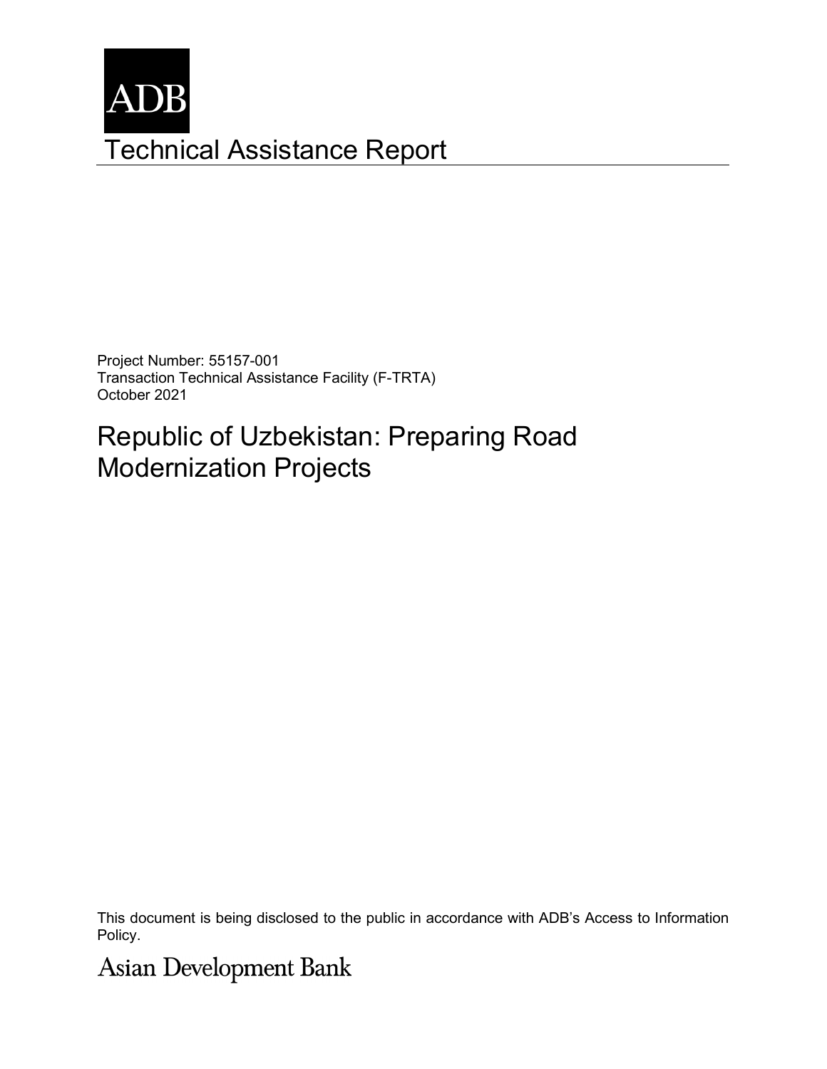ADB

# Technical Assistance Report

Project Number: 55157-001
Transaction Technical Assistance Facility (F-TRTA)
October 2021

## Republic of Uzbekistan: Preparing Road Modernization Projects

This document is being disclosed to the public in accordance with ADB's Access to Information Policy.

Asian Development Bank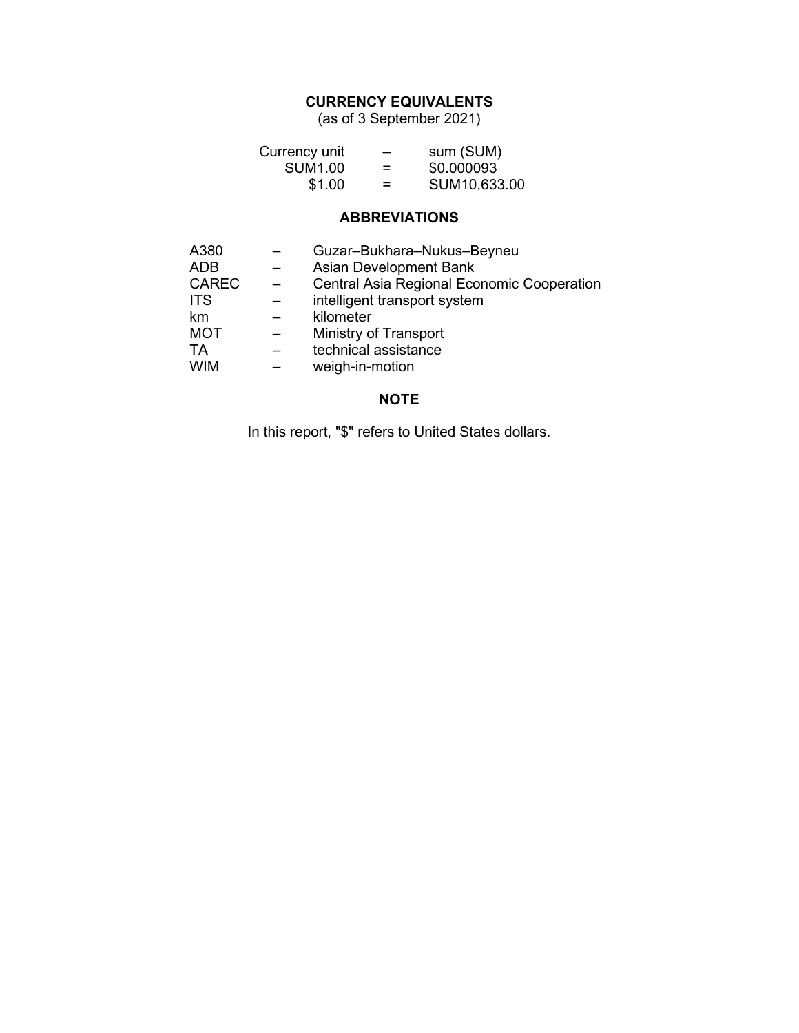## CURRENCY EQUIVALENTS

(as of 3 September 2021)

| | | |
|---|---|---|
| Currency unit | – | sum (SUM) |
| SUM1.00 | = | $0.000093 |
| $1.00 | = | SUM10,633.00 |

## ABBREVIATIONS

| | | |
|---|---|---|
| A380 | – | Guzar–Bukhara–Nukus–Beyneu |
| ADB | – | Asian Development Bank |
| CAREC | – | Central Asia Regional Economic Cooperation |
| ITS | – | intelligent transport system |
| km | – | kilometer |
| MOT | – | Ministry of Transport |
| TA | – | technical assistance |
| WIM | – | weigh-in-motion |

## NOTE

In this report, "$" refers to United States dollars.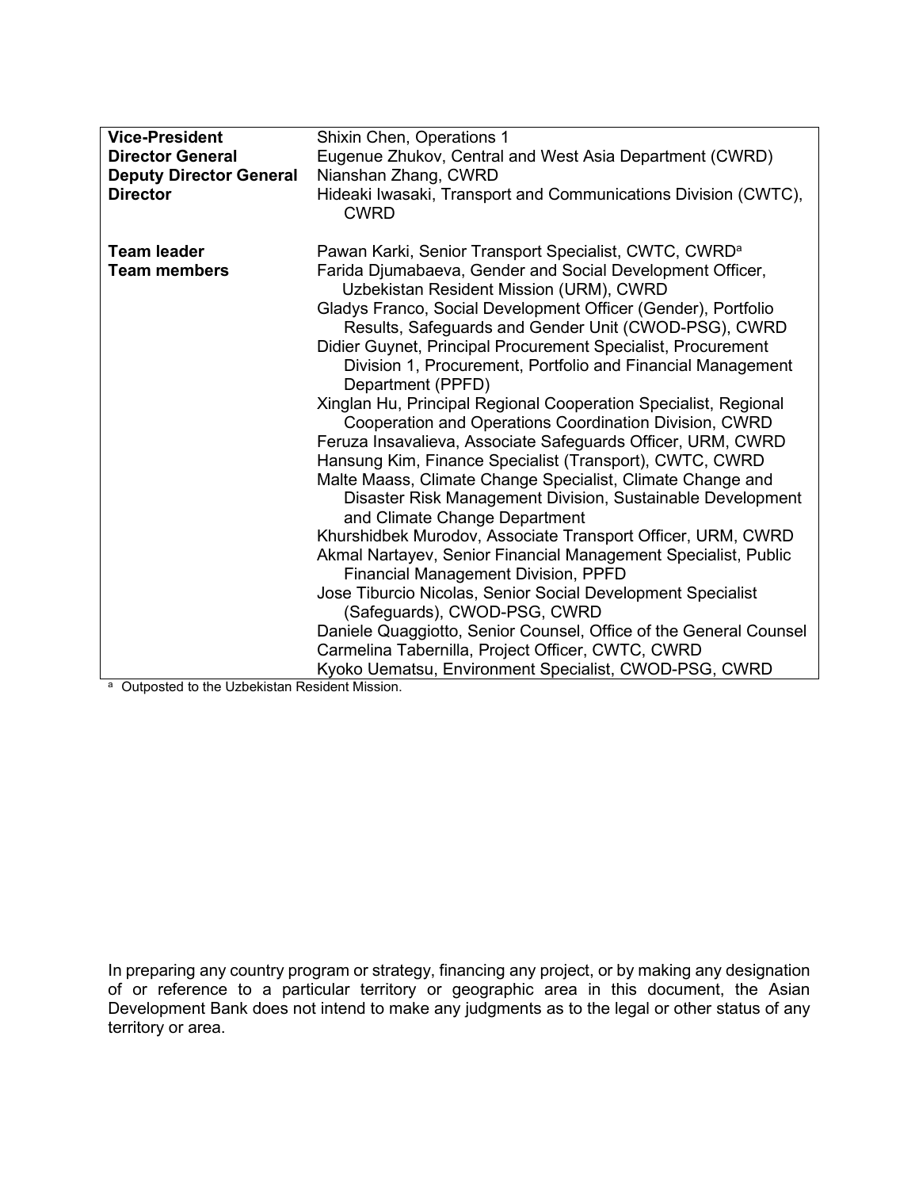| | |
|---|---|
| **Vice-President** | Shixin Chen, Operations 1 |
| **Director General** | Eugenue Zhukov, Central and West Asia Department (CWRD) |
| **Deputy Director General** | Nianshan Zhang, CWRD |
| **Director** | Hideaki Iwasaki, Transport and Communications Division (CWTC), CWRD |
| | |
| **Team leader** | Pawan Karki, Senior Transport Specialist, CWTC, CWRD[a] |
| **Team members** | Farida Djumabaeva, Gender and Social Development Officer, Uzbekistan Resident Mission (URM), CWRD |
| | Gladys Franco, Social Development Officer (Gender), Portfolio Results, Safeguards and Gender Unit (CWOD-PSG), CWRD |
| | Didier Guynet, Principal Procurement Specialist, Procurement Division 1, Procurement, Portfolio and Financial Management Department (PPFD) |
| | Xinglan Hu, Principal Regional Cooperation Specialist, Regional Cooperation and Operations Coordination Division, CWRD |
| | Feruza Insavalieva, Associate Safeguards Officer, URM, CWRD |
| | Hansung Kim, Finance Specialist (Transport), CWTC, CWRD |
| | Malte Maass, Climate Change Specialist, Climate Change and Disaster Risk Management Division, Sustainable Development and Climate Change Department |
| | Khurshidbek Murodov, Associate Transport Officer, URM, CWRD |
| | Akmal Nartayev, Senior Financial Management Specialist, Public Financial Management Division, PPFD |
| | Jose Tiburcio Nicolas, Senior Social Development Specialist (Safeguards), CWOD-PSG, CWRD |
| | Daniele Quaggiotto, Senior Counsel, Office of the General Counsel |
| | Carmelina Tabernilla, Project Officer, CWTC, CWRD |
| | Kyoko Uematsu, Environment Specialist, CWOD-PSG, CWRD |

[a] Outposted to the Uzbekistan Resident Mission.

In preparing any country program or strategy, financing any project, or by making any designation of or reference to a particular territory or geographic area in this document, the Asian Development Bank does not intend to make any judgments as to the legal or other status of any territory or area.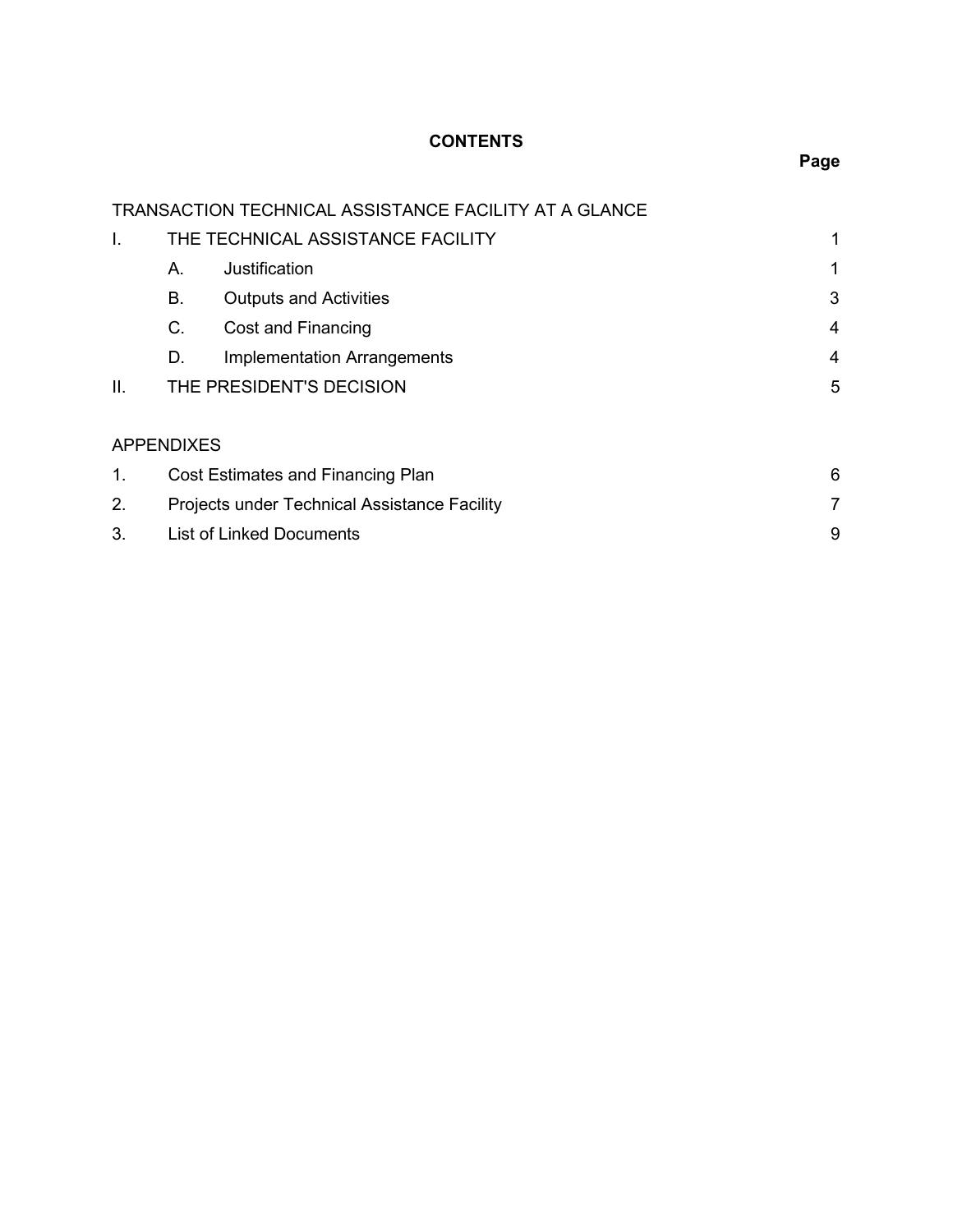## CONTENTS

| | | | Page |
|---|---|---|---|
| TRANSACTION TECHNICAL ASSISTANCE FACILITY AT A GLANCE | | | |
| I. | THE TECHNICAL ASSISTANCE FACILITY | | 1 |
| | A. | Justification | 1 |
| | B. | Outputs and Activities | 3 |
| | C. | Cost and Financing | 4 |
| | D. | Implementation Arrangements | 4 |
| II. | THE PRESIDENT'S DECISION | | 5 |

| APPENDIXES | | |
|---|---|---|
| 1. | Cost Estimates and Financing Plan | 6 |
| 2. | Projects under Technical Assistance Facility | 7 |
| 3. | List of Linked Documents | 9 |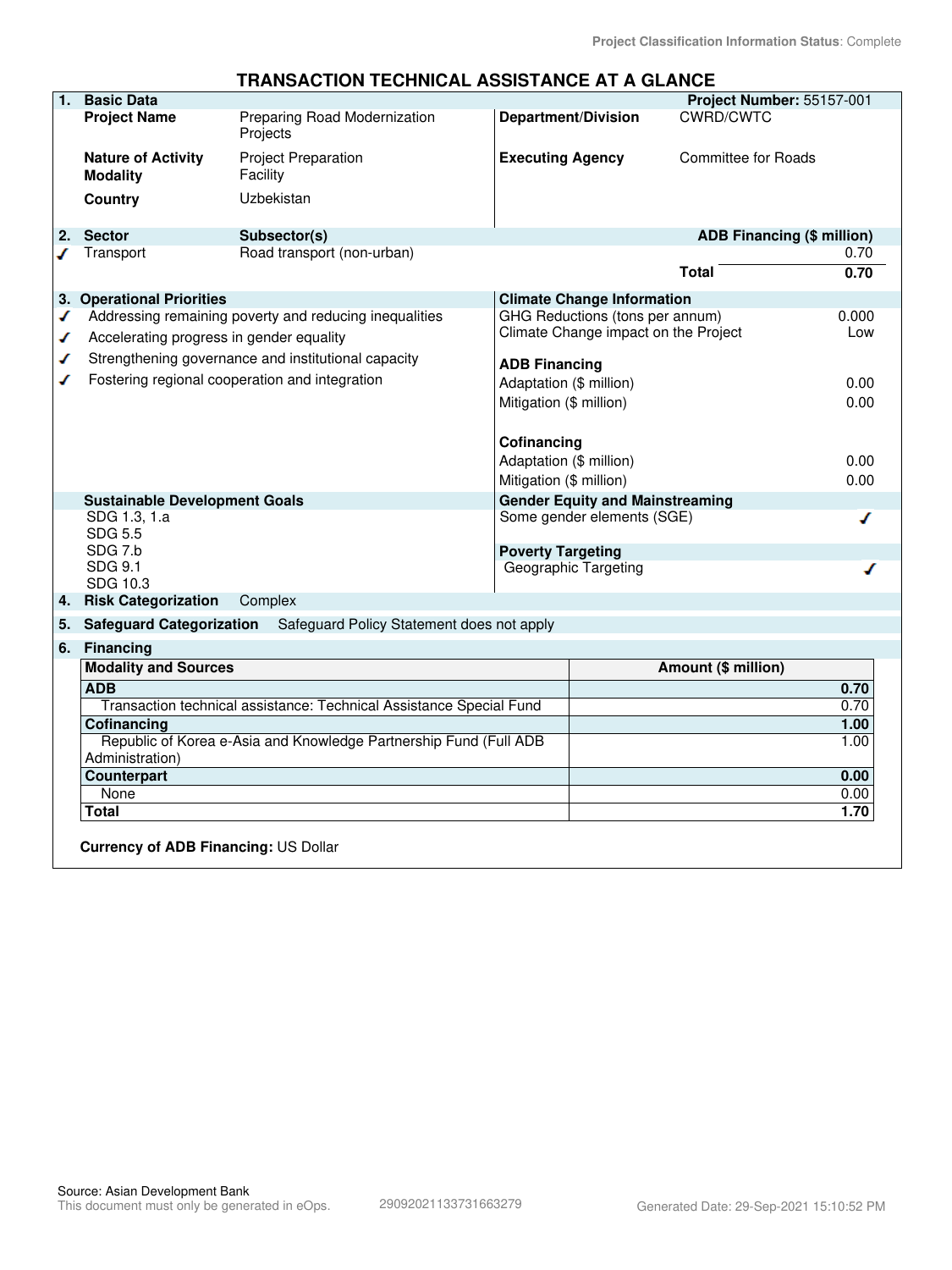Project Classification Information Status: Complete

# TRANSACTION TECHNICAL ASSISTANCE AT A GLANCE

| **1. Basic Data** | | | **Project Number:** 55157-001 |
|---|---|---|---|
| **Project Name** | Preparing Road Modernization Projects | **Department/Division** | CWRD/CWTC |
| **Nature of Activity** | Project Preparation | **Executing Agency** | Committee for Roads |
| **Modality** | Facility | | |
| **Country** | Uzbekistan | | |

| **2. Sector** | **Subsector(s)** | **ADB Financing ($ million)** |
|---|---|---|
| ✓ Transport | Road transport (non-urban) | 0.70 |
| | **Total** | **0.70** |

**3. Operational Priorities**

- ✓ Addressing remaining poverty and reducing inequalities
- ✓ Accelerating progress in gender equality
- ✓ Strengthening governance and institutional capacity
- ✓ Fostering regional cooperation and integration

**Climate Change Information**

| | |
|---|---|
| GHG Reductions (tons per annum) | 0.000 |
| Climate Change impact on the Project | Low |
| **ADB Financing** | |
| Adaptation ($ million) | 0.00 |
| Mitigation ($ million) | 0.00 |
| **Cofinancing** | |
| Adaptation ($ million) | 0.00 |
| Mitigation ($ million) | 0.00 |

**Sustainable Development Goals**

SDG 1.3, 1.a
SDG 5.5
SDG 7.b
SDG 9.1
SDG 10.3

**Gender Equity and Mainstreaming**

Some gender elements (SGE) ✓

**Poverty Targeting**

Geographic Targeting ✓

**4. Risk Categorization** Complex

**5. Safeguard Categorization** Safeguard Policy Statement does not apply

**6. Financing**

| **Modality and Sources** | **Amount ($ million)** |
|---|---|
| **ADB** | **0.70** |
| Transaction technical assistance: Technical Assistance Special Fund | 0.70 |
| **Cofinancing** | **1.00** |
| Republic of Korea e-Asia and Knowledge Partnership Fund (Full ADB Administration) | 1.00 |
| **Counterpart** | **0.00** |
| None | 0.00 |
| **Total** | **1.70** |

**Currency of ADB Financing:** US Dollar

Source: Asian Development Bank
This document must only be generated in eOps. 29092021133731663279 Generated Date: 29-Sep-2021 15:10:52 PM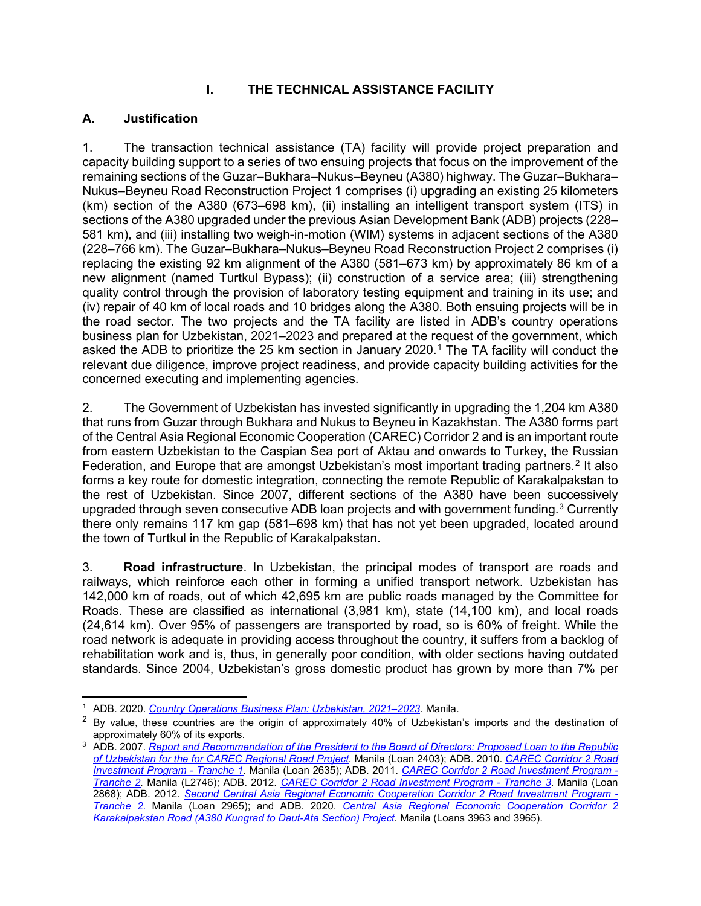# I. THE TECHNICAL ASSISTANCE FACILITY

## A. Justification

1. The transaction technical assistance (TA) facility will provide project preparation and capacity building support to a series of two ensuing projects that focus on the improvement of the remaining sections of the Guzar–Bukhara–Nukus–Beyneu (A380) highway. The Guzar–Bukhara–Nukus–Beyneu Road Reconstruction Project 1 comprises (i) upgrading an existing 25 kilometers (km) section of the A380 (673–698 km), (ii) installing an intelligent transport system (ITS) in sections of the A380 upgraded under the previous Asian Development Bank (ADB) projects (228–581 km), and (iii) installing two weigh-in-motion (WIM) systems in adjacent sections of the A380 (228–766 km). The Guzar–Bukhara–Nukus–Beyneu Road Reconstruction Project 2 comprises (i) replacing the existing 92 km alignment of the A380 (581–673 km) by approximately 86 km of a new alignment (named Turtkul Bypass); (ii) construction of a service area; (iii) strengthening quality control through the provision of laboratory testing equipment and training in its use; and (iv) repair of 40 km of local roads and 10 bridges along the A380. Both ensuing projects will be in the road sector. The two projects and the TA facility are listed in ADB's country operations business plan for Uzbekistan, 2021–2023 and prepared at the request of the government, which asked the ADB to prioritize the 25 km section in January 2020.[1] The TA facility will conduct the relevant due diligence, improve project readiness, and provide capacity building activities for the concerned executing and implementing agencies.

2. The Government of Uzbekistan has invested significantly in upgrading the 1,204 km A380 that runs from Guzar through Bukhara and Nukus to Beyneu in Kazakhstan. The A380 forms part of the Central Asia Regional Economic Cooperation (CAREC) Corridor 2 and is an important route from eastern Uzbekistan to the Caspian Sea port of Aktau and onwards to Turkey, the Russian Federation, and Europe that are amongst Uzbekistan's most important trading partners.[2] It also forms a key route for domestic integration, connecting the remote Republic of Karakalpakstan to the rest of Uzbekistan. Since 2007, different sections of the A380 have been successively upgraded through seven consecutive ADB loan projects and with government funding.[3] Currently there only remains 117 km gap (581–698 km) that has not yet been upgraded, located around the town of Turtkul in the Republic of Karakalpakstan.

3. **Road infrastructure**. In Uzbekistan, the principal modes of transport are roads and railways, which reinforce each other in forming a unified transport network. Uzbekistan has 142,000 km of roads, out of which 42,695 km are public roads managed by the Committee for Roads. These are classified as international (3,981 km), state (14,100 km), and local roads (24,614 km). Over 95% of passengers are transported by road, so is 60% of freight. While the road network is adequate in providing access throughout the country, it suffers from a backlog of rehabilitation work and is, thus, in generally poor condition, with older sections having outdated standards. Since 2004, Uzbekistan's gross domestic product has grown by more than 7% per

---

[1] ADB. 2020. *Country Operations Business Plan: Uzbekistan, 2021–2023.* Manila.

[2] By value, these countries are the origin of approximately 40% of Uzbekistan's imports and the destination of approximately 60% of its exports.

[3] ADB. 2007. *Report and Recommendation of the President to the Board of Directors: Proposed Loan to the Republic of Uzbekistan for the for CAREC Regional Road Project.* Manila (Loan 2403); ADB. 2010. *CAREC Corridor 2 Road Investment Program - Tranche 1*. Manila (Loan 2635); ADB. 2011. *CAREC Corridor 2 Road Investment Program - Tranche 2.* Manila (L2746); ADB. 2012. *CAREC Corridor 2 Road Investment Program - Tranche 3*. Manila (Loan 2868); ADB. 2012. *Second Central Asia Regional Economic Cooperation Corridor 2 Road Investment Program - Tranche 2.* Manila (Loan 2965); and ADB. 2020. *Central Asia Regional Economic Cooperation Corridor 2 Karakalpakstan Road (A380 Kungrad to Daut-Ata Section) Project.* Manila (Loans 3963 and 3965).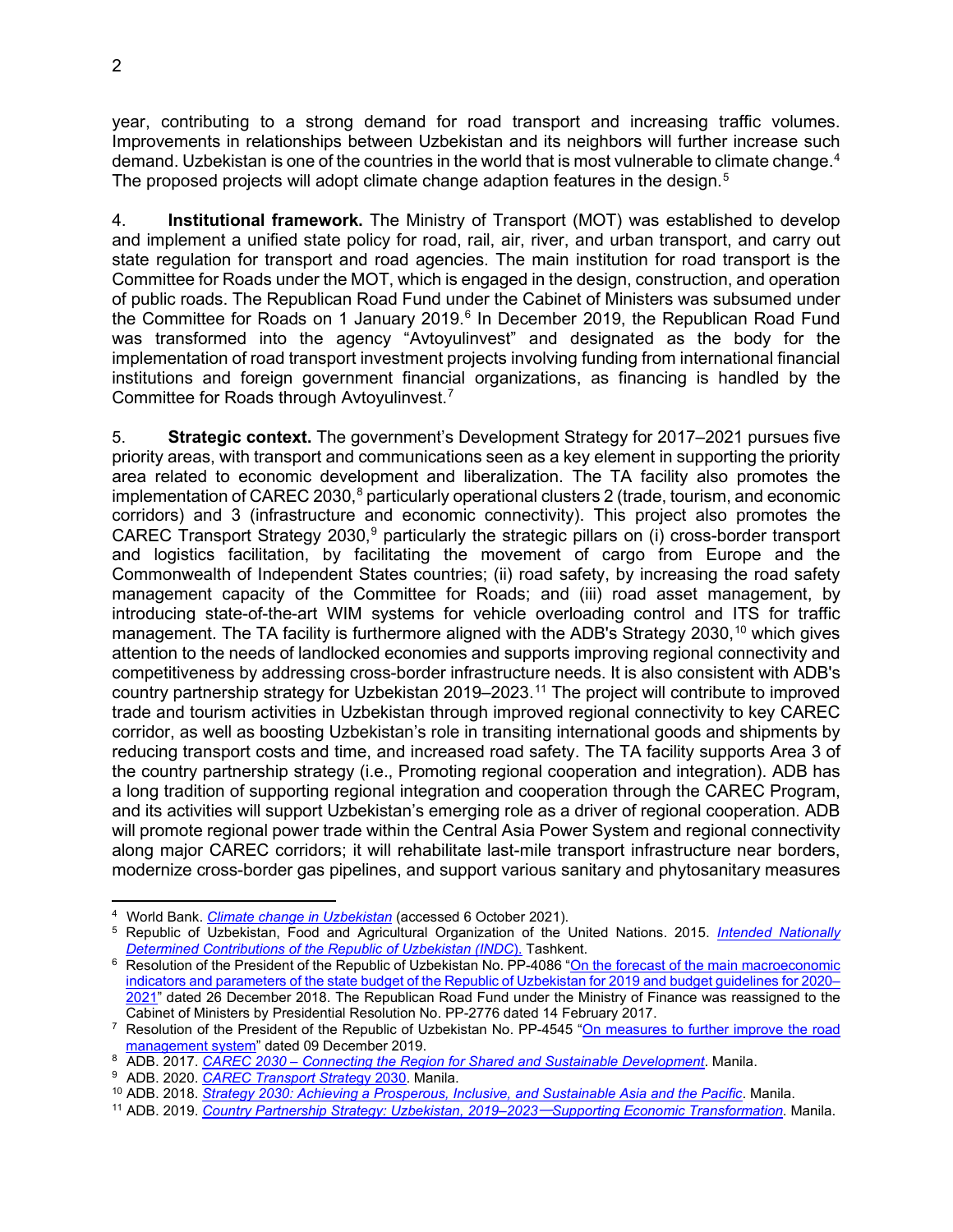year, contributing to a strong demand for road transport and increasing traffic volumes. Improvements in relationships between Uzbekistan and its neighbors will further increase such demand. Uzbekistan is one of the countries in the world that is most vulnerable to climate change.[4] The proposed projects will adopt climate change adaption features in the design.[5]

4. **Institutional framework.** The Ministry of Transport (MOT) was established to develop and implement a unified state policy for road, rail, air, river, and urban transport, and carry out state regulation for transport and road agencies. The main institution for road transport is the Committee for Roads under the MOT, which is engaged in the design, construction, and operation of public roads. The Republican Road Fund under the Cabinet of Ministers was subsumed under the Committee for Roads on 1 January 2019.[6] In December 2019, the Republican Road Fund was transformed into the agency "Avtoyulinvest" and designated as the body for the implementation of road transport investment projects involving funding from international financial institutions and foreign government financial organizations, as financing is handled by the Committee for Roads through Avtoyulinvest.[7]

5. **Strategic context.** The government's Development Strategy for 2017–2021 pursues five priority areas, with transport and communications seen as a key element in supporting the priority area related to economic development and liberalization. The TA facility also promotes the implementation of CAREC 2030,[8] particularly operational clusters 2 (trade, tourism, and economic corridors) and 3 (infrastructure and economic connectivity). This project also promotes the CAREC Transport Strategy 2030,[9] particularly the strategic pillars on (i) cross-border transport and logistics facilitation, by facilitating the movement of cargo from Europe and the Commonwealth of Independent States countries; (ii) road safety, by increasing the road safety management capacity of the Committee for Roads; and (iii) road asset management, by introducing state-of-the-art WIM systems for vehicle overloading control and ITS for traffic management. The TA facility is furthermore aligned with the ADB's Strategy 2030,[10] which gives attention to the needs of landlocked economies and supports improving regional connectivity and competitiveness by addressing cross-border infrastructure needs. It is also consistent with ADB's country partnership strategy for Uzbekistan 2019–2023.[11] The project will contribute to improved trade and tourism activities in Uzbekistan through improved regional connectivity to key CAREC corridor, as well as boosting Uzbekistan's role in transiting international goods and shipments by reducing transport costs and time, and increased road safety. The TA facility supports Area 3 of the country partnership strategy (i.e., Promoting regional cooperation and integration). ADB has a long tradition of supporting regional integration and cooperation through the CAREC Program, and its activities will support Uzbekistan's emerging role as a driver of regional cooperation. ADB will promote regional power trade within the Central Asia Power System and regional connectivity along major CAREC corridors; it will rehabilitate last-mile transport infrastructure near borders, modernize cross-border gas pipelines, and support various sanitary and phytosanitary measures

---

[4] World Bank. *Climate change in Uzbekistan* (accessed 6 October 2021).

[5] Republic of Uzbekistan, Food and Agricultural Organization of the United Nations. 2015. *Intended Nationally Determined Contributions of the Republic of Uzbekistan (INDC).* Tashkent.

[6] Resolution of the President of the Republic of Uzbekistan No. PP-4086 "On the forecast of the main macroeconomic indicators and parameters of the state budget of the Republic of Uzbekistan for 2019 and budget guidelines for 2020–2021" dated 26 December 2018. The Republican Road Fund under the Ministry of Finance was reassigned to the Cabinet of Ministers by Presidential Resolution No. PP-2776 dated 14 February 2017.

[7] Resolution of the President of the Republic of Uzbekistan No. PP-4545 "On measures to further improve the road management system" dated 09 December 2019.

[8] ADB. 2017. *CAREC 2030 – Connecting the Region for Shared and Sustainable Development*. Manila.

[9] ADB. 2020. *CAREC Transport Strategy 2030*. Manila.

[10] ADB. 2018. *Strategy 2030: Achieving a Prosperous, Inclusive, and Sustainable Asia and the Pacific*. Manila.

[11] ADB. 2019. *Country Partnership Strategy: Uzbekistan, 2019–2023—Supporting Economic Transformation*. Manila.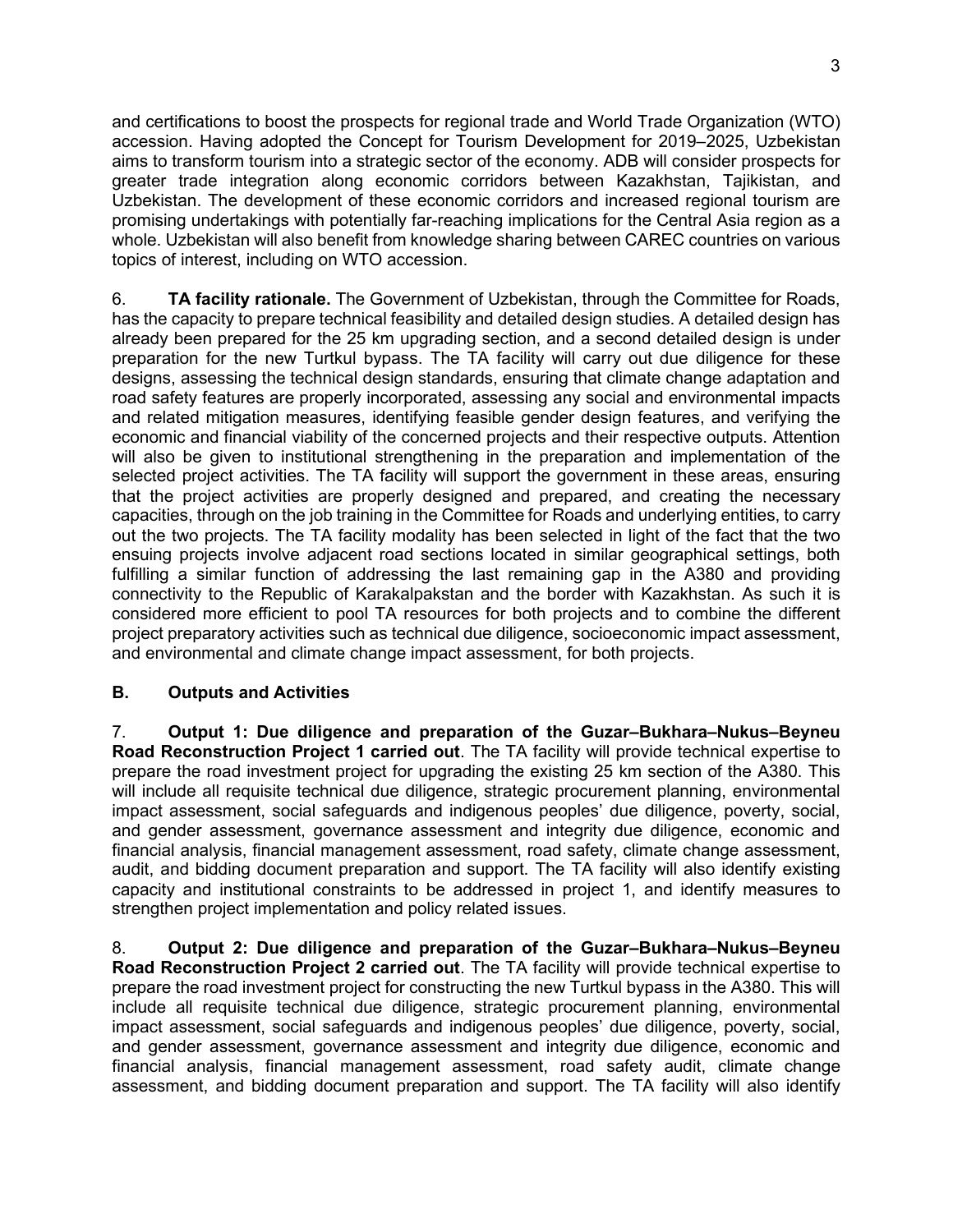and certifications to boost the prospects for regional trade and World Trade Organization (WTO) accession. Having adopted the Concept for Tourism Development for 2019–2025, Uzbekistan aims to transform tourism into a strategic sector of the economy. ADB will consider prospects for greater trade integration along economic corridors between Kazakhstan, Tajikistan, and Uzbekistan. The development of these economic corridors and increased regional tourism are promising undertakings with potentially far-reaching implications for the Central Asia region as a whole. Uzbekistan will also benefit from knowledge sharing between CAREC countries on various topics of interest, including on WTO accession.

6. **TA facility rationale.** The Government of Uzbekistan, through the Committee for Roads, has the capacity to prepare technical feasibility and detailed design studies. A detailed design has already been prepared for the 25 km upgrading section, and a second detailed design is under preparation for the new Turtkul bypass. The TA facility will carry out due diligence for these designs, assessing the technical design standards, ensuring that climate change adaptation and road safety features are properly incorporated, assessing any social and environmental impacts and related mitigation measures, identifying feasible gender design features, and verifying the economic and financial viability of the concerned projects and their respective outputs. Attention will also be given to institutional strengthening in the preparation and implementation of the selected project activities. The TA facility will support the government in these areas, ensuring that the project activities are properly designed and prepared, and creating the necessary capacities, through on the job training in the Committee for Roads and underlying entities, to carry out the two projects. The TA facility modality has been selected in light of the fact that the two ensuing projects involve adjacent road sections located in similar geographical settings, both fulfilling a similar function of addressing the last remaining gap in the A380 and providing connectivity to the Republic of Karakalpakstan and the border with Kazakhstan. As such it is considered more efficient to pool TA resources for both projects and to combine the different project preparatory activities such as technical due diligence, socioeconomic impact assessment, and environmental and climate change impact assessment, for both projects.

### B. Outputs and Activities

7. **Output 1: Due diligence and preparation of the Guzar–Bukhara–Nukus–Beyneu Road Reconstruction Project 1 carried out**. The TA facility will provide technical expertise to prepare the road investment project for upgrading the existing 25 km section of the A380. This will include all requisite technical due diligence, strategic procurement planning, environmental impact assessment, social safeguards and indigenous peoples' due diligence, poverty, social, and gender assessment, governance assessment and integrity due diligence, economic and financial analysis, financial management assessment, road safety, climate change assessment, audit, and bidding document preparation and support. The TA facility will also identify existing capacity and institutional constraints to be addressed in project 1, and identify measures to strengthen project implementation and policy related issues.

8. **Output 2: Due diligence and preparation of the Guzar–Bukhara–Nukus–Beyneu Road Reconstruction Project 2 carried out**. The TA facility will provide technical expertise to prepare the road investment project for constructing the new Turtkul bypass in the A380. This will include all requisite technical due diligence, strategic procurement planning, environmental impact assessment, social safeguards and indigenous peoples' due diligence, poverty, social, and gender assessment, governance assessment and integrity due diligence, economic and financial analysis, financial management assessment, road safety audit, climate change assessment, and bidding document preparation and support. The TA facility will also identify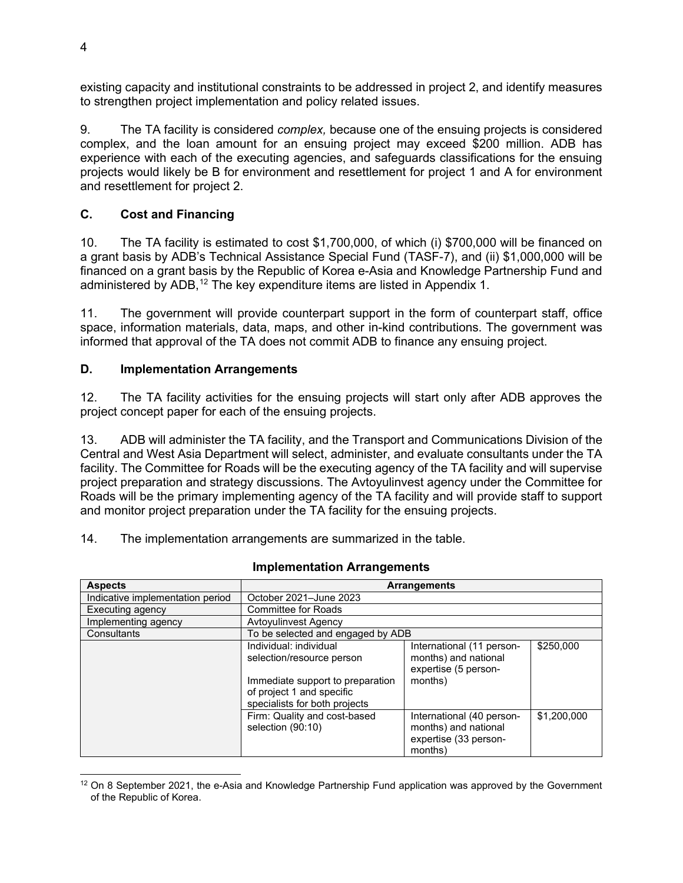existing capacity and institutional constraints to be addressed in project 2, and identify measures to strengthen project implementation and policy related issues.

9. The TA facility is considered *complex,* because one of the ensuing projects is considered complex, and the loan amount for an ensuing project may exceed $200 million. ADB has experience with each of the executing agencies, and safeguards classifications for the ensuing projects would likely be B for environment and resettlement for project 1 and A for environment and resettlement for project 2.

### C. Cost and Financing

10. The TA facility is estimated to cost $1,700,000, of which (i) $700,000 will be financed on a grant basis by ADB's Technical Assistance Special Fund (TASF-7), and (ii) $1,000,000 will be financed on a grant basis by the Republic of Korea e-Asia and Knowledge Partnership Fund and administered by ADB,[12] The key expenditure items are listed in Appendix 1.

11. The government will provide counterpart support in the form of counterpart staff, office space, information materials, data, maps, and other in-kind contributions. The government was informed that approval of the TA does not commit ADB to finance any ensuing project.

### D. Implementation Arrangements

12. The TA facility activities for the ensuing projects will start only after ADB approves the project concept paper for each of the ensuing projects.

13. ADB will administer the TA facility, and the Transport and Communications Division of the Central and West Asia Department will select, administer, and evaluate consultants under the TA facility. The Committee for Roads will be the executing agency of the TA facility and will supervise project preparation and strategy discussions. The Avtoyulinvest agency under the Committee for Roads will be the primary implementing agency of the TA facility and will provide staff to support and monitor project preparation under the TA facility for the ensuing projects.

14. The implementation arrangements are summarized in the table.

**Implementation Arrangements**

| Aspects | Arrangements | | |
|---|---|---|---|
| Indicative implementation period | October 2021–June 2023 | | |
| Executing agency | Committee for Roads | | |
| Implementing agency | Avtoyulinvest Agency | | |
| Consultants | To be selected and engaged by ADB | | |
| | Individual: individual selection/resource person<br><br>Immediate support to preparation of project 1 and specific specialists for both projects | International (11 person-months) and national expertise (5 person-months) | $250,000 |
| | Firm: Quality and cost-based selection (90:10) | International (40 person-months) and national expertise (33 person-months) | $1,200,000 |

[12] On 8 September 2021, the e-Asia and Knowledge Partnership Fund application was approved by the Government of the Republic of Korea.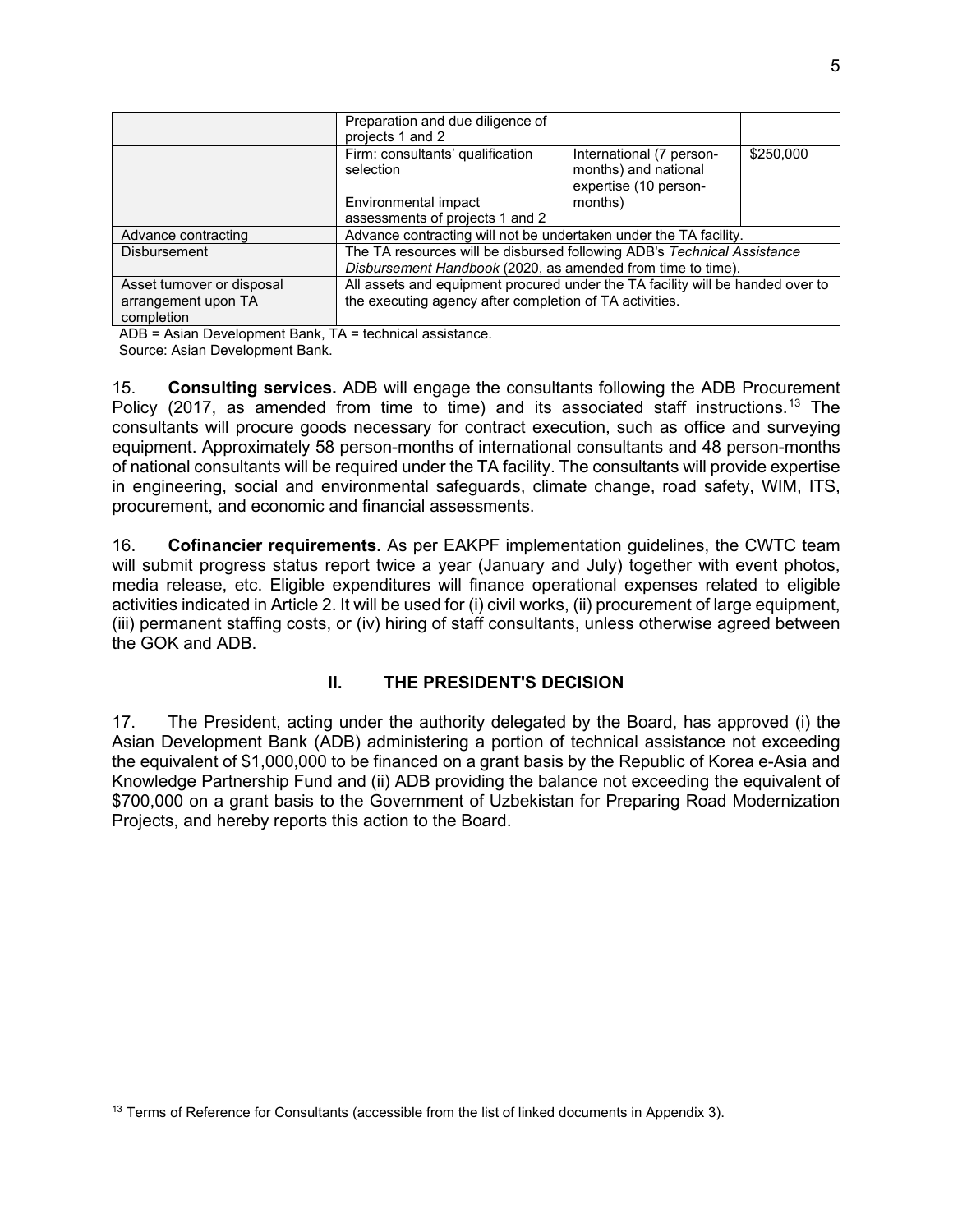| | | | |
|---|---|---|---|
| | Preparation and due diligence of projects 1 and 2 | | |
| | Firm: consultants' qualification selection<br><br>Environmental impact assessments of projects 1 and 2 | International (7 person-months) and national expertise (10 person-months) | $250,000 |
| Advance contracting | Advance contracting will not be undertaken under the TA facility. | | |
| Disbursement | The TA resources will be disbursed following ADB's *Technical Assistance Disbursement Handbook* (2020, as amended from time to time). | | |
| Asset turnover or disposal arrangement upon TA completion | All assets and equipment procured under the TA facility will be handed over to the executing agency after completion of TA activities. | | |

ADB = Asian Development Bank, TA = technical assistance.
Source: Asian Development Bank.

15. **Consulting services.** ADB will engage the consultants following the ADB Procurement Policy (2017, as amended from time to time) and its associated staff instructions.[13] The consultants will procure goods necessary for contract execution, such as office and surveying equipment. Approximately 58 person-months of international consultants and 48 person-months of national consultants will be required under the TA facility. The consultants will provide expertise in engineering, social and environmental safeguards, climate change, road safety, WIM, ITS, procurement, and economic and financial assessments.

16. **Cofinancier requirements.** As per EAKPF implementation guidelines, the CWTC team will submit progress status report twice a year (January and July) together with event photos, media release, etc. Eligible expenditures will finance operational expenses related to eligible activities indicated in Article 2. It will be used for (i) civil works, (ii) procurement of large equipment, (iii) permanent staffing costs, or (iv) hiring of staff consultants, unless otherwise agreed between the GOK and ADB.

## II. THE PRESIDENT'S DECISION

17. The President, acting under the authority delegated by the Board, has approved (i) the Asian Development Bank (ADB) administering a portion of technical assistance not exceeding the equivalent of $1,000,000 to be financed on a grant basis by the Republic of Korea e-Asia and Knowledge Partnership Fund and (ii) ADB providing the balance not exceeding the equivalent of $700,000 on a grant basis to the Government of Uzbekistan for Preparing Road Modernization Projects, and hereby reports this action to the Board.

---

[13] Terms of Reference for Consultants (accessible from the list of linked documents in Appendix 3).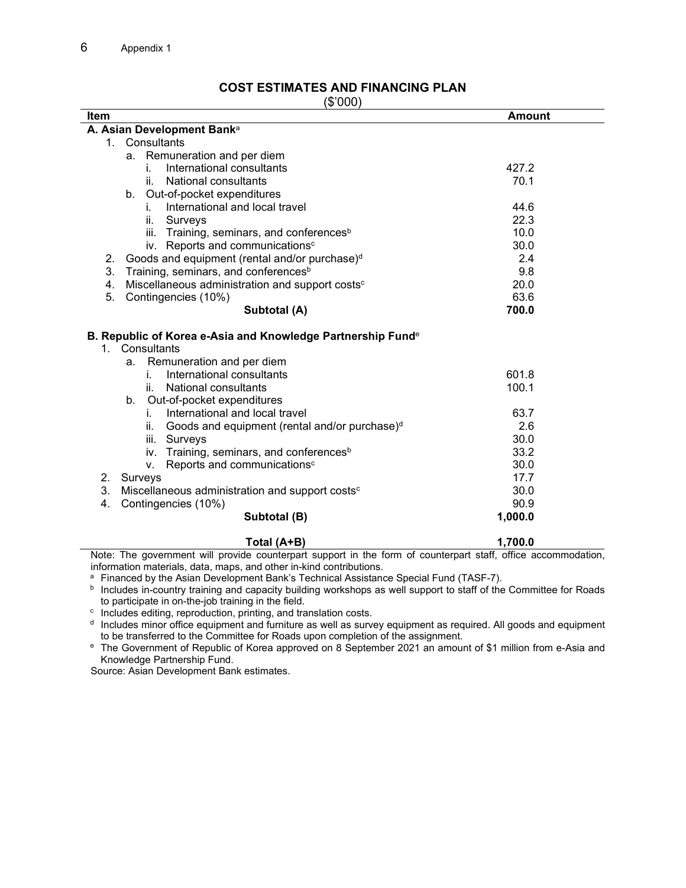## COST ESTIMATES AND FINANCING PLAN

($'000)

| Item | Amount |
|---|---|
| **A. Asian Development Bank**[a] | |
| 1. Consultants | |
| a. Remuneration and per diem | |
| i. International consultants | 427.2 |
| ii. National consultants | 70.1 |
| b. Out-of-pocket expenditures | |
| i. International and local travel | 44.6 |
| ii. Surveys | 22.3 |
| iii. Training, seminars, and conferences[b] | 10.0 |
| iv. Reports and communications[c] | 30.0 |
| 2. Goods and equipment (rental and/or purchase)[d] | 2.4 |
| 3. Training, seminars, and conferences[b] | 9.8 |
| 4. Miscellaneous administration and support costs[c] | 20.0 |
| 5. Contingencies (10%) | 63.6 |
| **Subtotal (A)** | **700.0** |
| **B. Republic of Korea e-Asia and Knowledge Partnership Fund**[e] | |
| 1. Consultants | |
| a. Remuneration and per diem | |
| i. International consultants | 601.8 |
| ii. National consultants | 100.1 |
| b. Out-of-pocket expenditures | |
| i. International and local travel | 63.7 |
| ii. Goods and equipment (rental and/or purchase)[d] | 2.6 |
| iii. Surveys | 30.0 |
| iv. Training, seminars, and conferences[b] | 33.2 |
| v. Reports and communications[c] | 30.0 |
| 2. Surveys | 17.7 |
| 3. Miscellaneous administration and support costs[c] | 30.0 |
| 4. Contingencies (10%) | 90.9 |
| **Subtotal (B)** | **1,000.0** |
| **Total (A+B)** | **1,700.0** |

Note: The government will provide counterpart support in the form of counterpart staff, office accommodation, information materials, data, maps, and other in-kind contributions.

[a] Financed by the Asian Development Bank's Technical Assistance Special Fund (TASF-7).

[b] Includes in-country training and capacity building workshops as well support to staff of the Committee for Roads to participate in on-the-job training in the field.

[c] Includes editing, reproduction, printing, and translation costs.

[d] Includes minor office equipment and furniture as well as survey equipment as required. All goods and equipment to be transferred to the Committee for Roads upon completion of the assignment.

[e] The Government of Republic of Korea approved on 8 September 2021 an amount of $1 million from e-Asia and Knowledge Partnership Fund.

Source: Asian Development Bank estimates.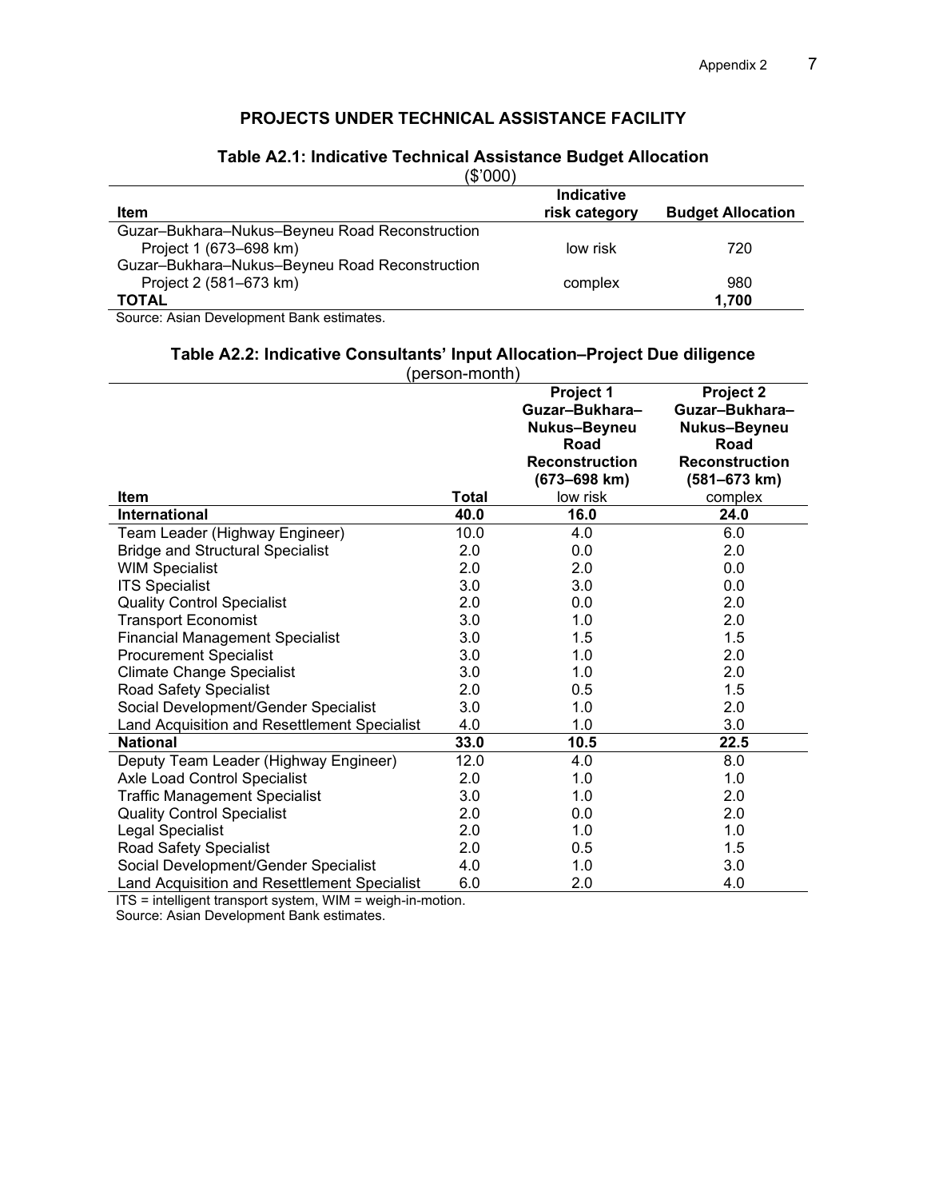## PROJECTS UNDER TECHNICAL ASSISTANCE FACILITY

### Table A2.1: Indicative Technical Assistance Budget Allocation

($'000)

| Item | Indicative risk category | Budget Allocation |
|---|---|---|
| Guzar–Bukhara–Nukus–Beyneu Road Reconstruction Project 1 (673–698 km) | low risk | 720 |
| Guzar–Bukhara–Nukus–Beyneu Road Reconstruction Project 2 (581–673 km) | complex | 980 |
| **TOTAL** | | **1,700** |

Source: Asian Development Bank estimates.

### Table A2.2: Indicative Consultants' Input Allocation–Project Due diligence

(person-month)

| Item | Total | Project 1 Guzar–Bukhara–Nukus–Beyneu Road Reconstruction (673–698 km) | Project 2 Guzar–Bukhara–Nukus–Beyneu Road Reconstruction (581–673 km) |
|---|---|---|---|
| | | low risk | complex |
| **International** | **40.0** | **16.0** | **24.0** |
| Team Leader (Highway Engineer) | 10.0 | 4.0 | 6.0 |
| Bridge and Structural Specialist | 2.0 | 0.0 | 2.0 |
| WIM Specialist | 2.0 | 2.0 | 0.0 |
| ITS Specialist | 3.0 | 3.0 | 0.0 |
| Quality Control Specialist | 2.0 | 0.0 | 2.0 |
| Transport Economist | 3.0 | 1.0 | 2.0 |
| Financial Management Specialist | 3.0 | 1.5 | 1.5 |
| Procurement Specialist | 3.0 | 1.0 | 2.0 |
| Climate Change Specialist | 3.0 | 1.0 | 2.0 |
| Road Safety Specialist | 2.0 | 0.5 | 1.5 |
| Social Development/Gender Specialist | 3.0 | 1.0 | 2.0 |
| Land Acquisition and Resettlement Specialist | 4.0 | 1.0 | 3.0 |
| **National** | **33.0** | **10.5** | **22.5** |
| Deputy Team Leader (Highway Engineer) | 12.0 | 4.0 | 8.0 |
| Axle Load Control Specialist | 2.0 | 1.0 | 1.0 |
| Traffic Management Specialist | 3.0 | 1.0 | 2.0 |
| Quality Control Specialist | 2.0 | 0.0 | 2.0 |
| Legal Specialist | 2.0 | 1.0 | 1.0 |
| Road Safety Specialist | 2.0 | 0.5 | 1.5 |
| Social Development/Gender Specialist | 4.0 | 1.0 | 3.0 |
| Land Acquisition and Resettlement Specialist | 6.0 | 2.0 | 4.0 |

ITS = intelligent transport system, WIM = weigh-in-motion.

Source: Asian Development Bank estimates.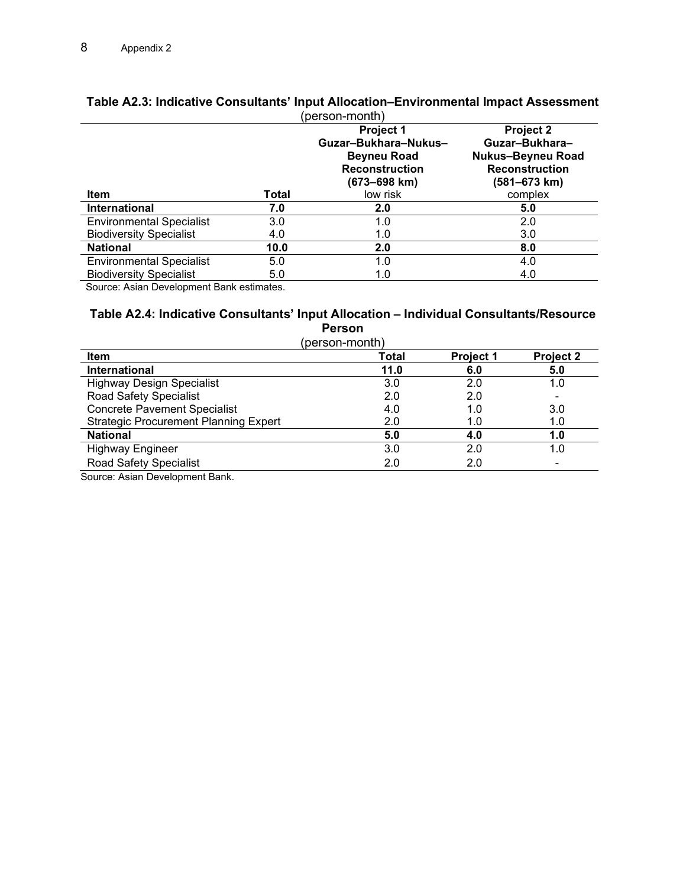**Table A2.3: Indicative Consultants' Input Allocation–Environmental Impact Assessment**

(person-month)

| Item | Total | Project 1 Guzar–Bukhara–Nukus–Beyneu Road Reconstruction (673–698 km) low risk | Project 2 Guzar–Bukhara–Nukus–Beyneu Road Reconstruction (581–673 km) complex |
|---|---|---|---|
| **International** | **7.0** | **2.0** | **5.0** |
| Environmental Specialist | 3.0 | 1.0 | 2.0 |
| Biodiversity Specialist | 4.0 | 1.0 | 3.0 |
| **National** | **10.0** | **2.0** | **8.0** |
| Environmental Specialist | 5.0 | 1.0 | 4.0 |
| Biodiversity Specialist | 5.0 | 1.0 | 4.0 |

Source: Asian Development Bank estimates.

**Table A2.4: Indicative Consultants' Input Allocation – Individual Consultants/Resource Person**

(person-month)

| Item | Total | Project 1 | Project 2 |
|---|---|---|---|
| **International** | **11.0** | **6.0** | **5.0** |
| Highway Design Specialist | 3.0 | 2.0 | 1.0 |
| Road Safety Specialist | 2.0 | 2.0 | - |
| Concrete Pavement Specialist | 4.0 | 1.0 | 3.0 |
| Strategic Procurement Planning Expert | 2.0 | 1.0 | 1.0 |
| **National** | **5.0** | **4.0** | **1.0** |
| Highway Engineer | 3.0 | 2.0 | 1.0 |
| Road Safety Specialist | 2.0 | 2.0 | - |

Source: Asian Development Bank.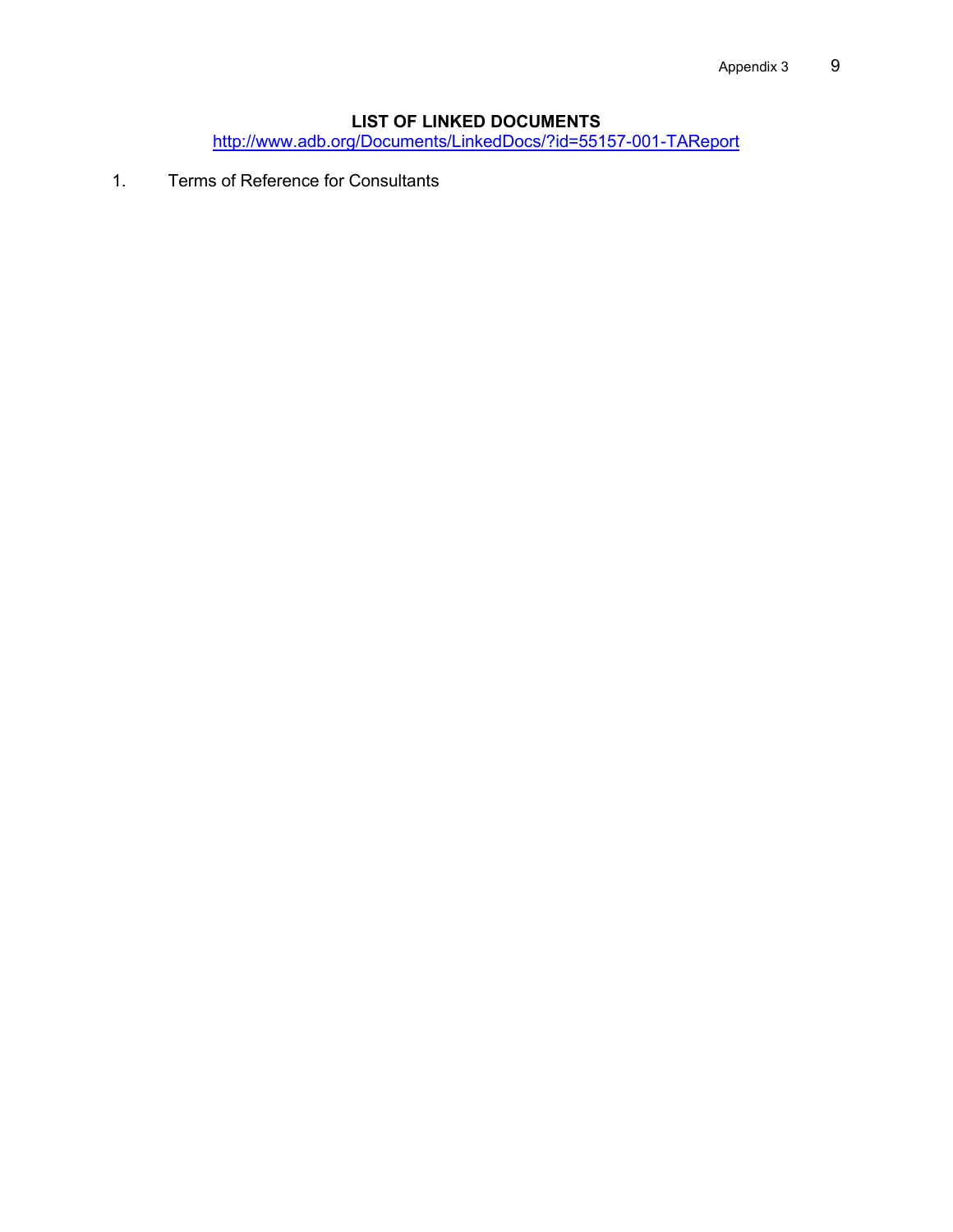# LIST OF LINKED DOCUMENTS

http://www.adb.org/Documents/LinkedDocs/?id=55157-001-TAReport

1. Terms of Reference for Consultants